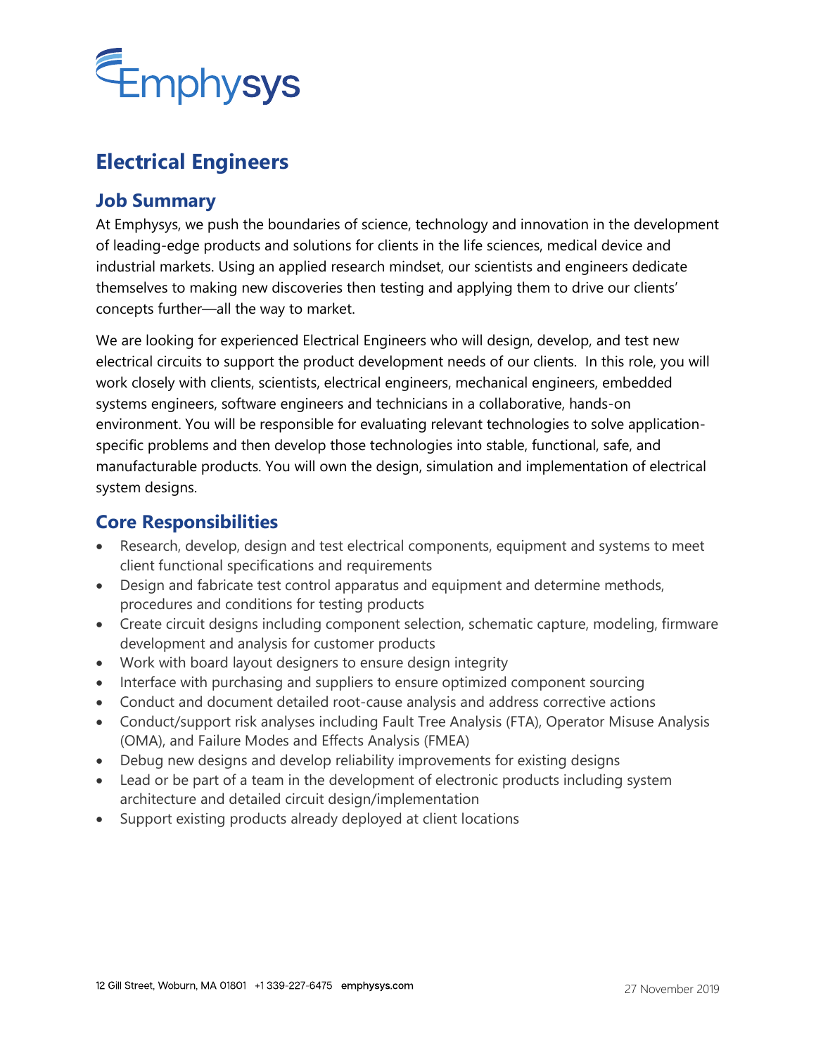Emphysys

# Electrical Engineers

## Job Summary

At Emphysys, we push the boundaries of science, technology and innovation in the development of leading-edge products and solutions for clients in the life sciences, medical device and industrial markets. Using an applied research mindset, our scientists and engineers dedicate themselves to making new discoveries then testing and applying them to drive our clients' concepts further—all the way to market.

We are looking for experienced Electrical Engineers who will design, develop, and test new electrical circuits to support the product development needs of our clients. In this role, you will work closely with clients, scientists, electrical engineers, mechanical engineers, embedded systems engineers, software engineers and technicians in a collaborative, hands-on environment. You will be responsible for evaluating relevant technologies to solve application-specific problems and then develop those technologies into stable, functional, safe, and manufacturable products. You will own the design, simulation and implementation of electrical system designs.

## Core Responsibilities

- Research, develop, design and test electrical components, equipment and systems to meet client functional specifications and requirements
- Design and fabricate test control apparatus and equipment and determine methods, procedures and conditions for testing products
- Create circuit designs including component selection, schematic capture, modeling, firmware development and analysis for customer products
- Work with board layout designers to ensure design integrity
- Interface with purchasing and suppliers to ensure optimized component sourcing
- Conduct and document detailed root-cause analysis and address corrective actions
- Conduct/support risk analyses including Fault Tree Analysis (FTA), Operator Misuse Analysis (OMA), and Failure Modes and Effects Analysis (FMEA)
- Debug new designs and develop reliability improvements for existing designs
- Lead or be part of a team in the development of electronic products including system architecture and detailed circuit design/implementation
- Support existing products already deployed at client locations

12 Gill Street, Woburn, MA 01801 +1 339-227-6475 emphysys.com

27 November 2019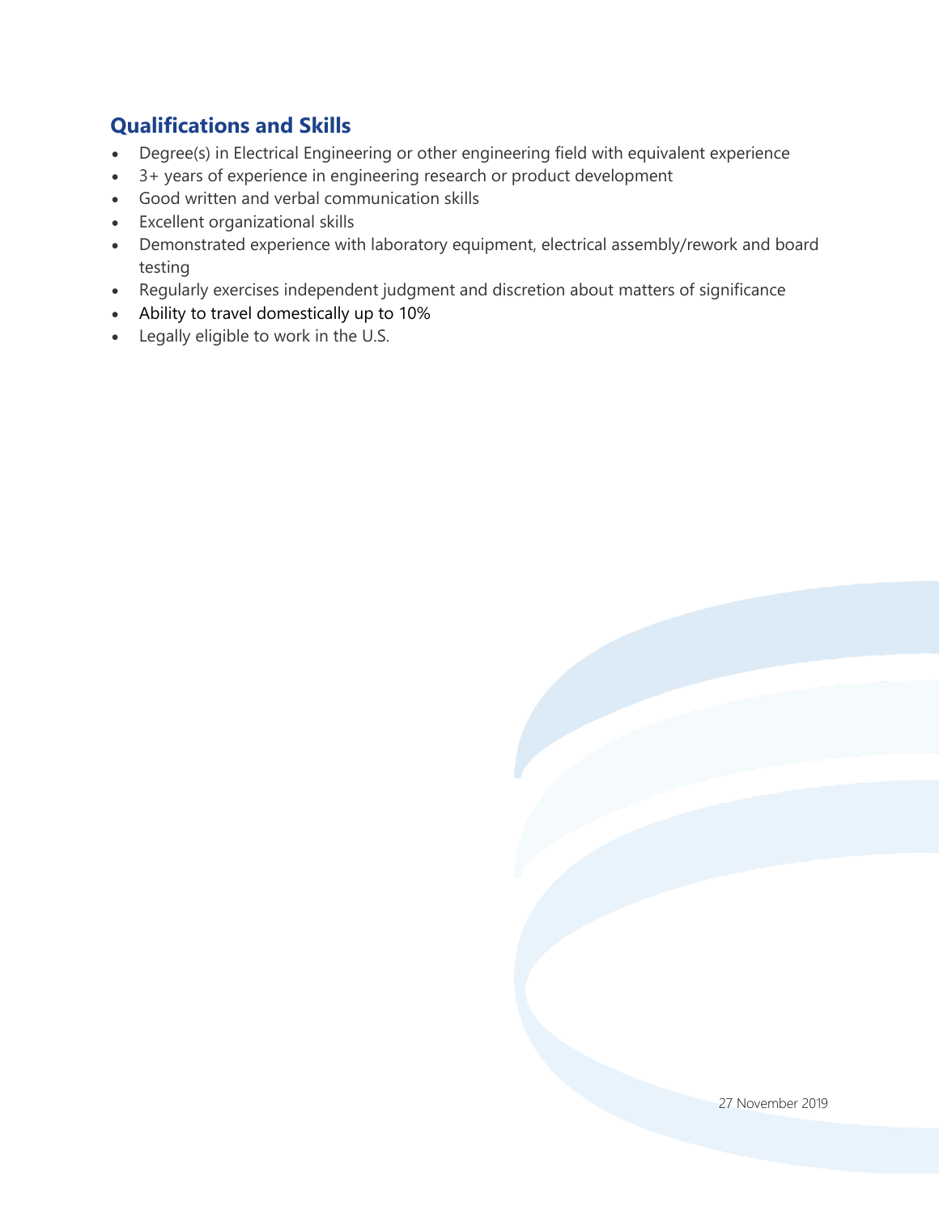## Qualifications and Skills

- Degree(s) in Electrical Engineering or other engineering field with equivalent experience
- 3+ years of experience in engineering research or product development
- Good written and verbal communication skills
- Excellent organizational skills
- Demonstrated experience with laboratory equipment, electrical assembly/rework and board testing
- Regularly exercises independent judgment and discretion about matters of significance
- Ability to travel domestically up to 10%
- Legally eligible to work in the U.S.

27 November 2019